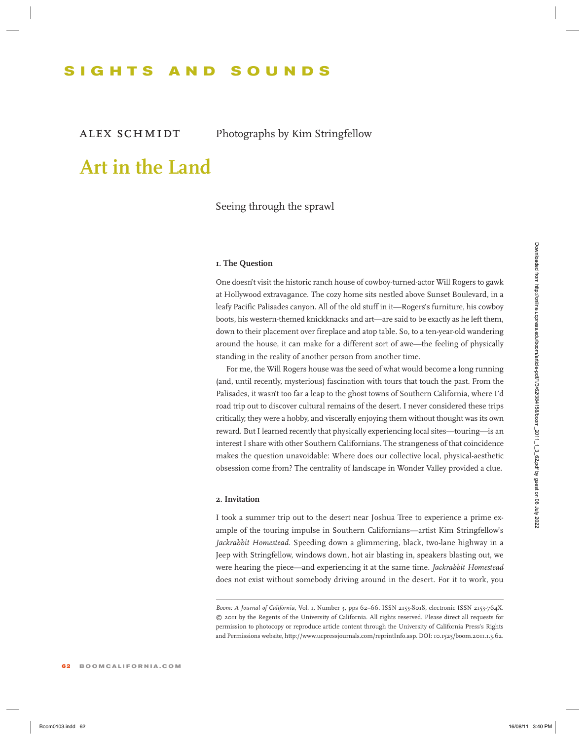SIGHTS AND SOUNDS

ALEX SCHMIDT Photographs by Kim Stringfellow

# Art in the Land

Seeing through the sprawl

### 1. The Question

One doesn't visit the historic ranch house of cowboy-turned-actor Will Rogers to gawk at Hollywood extravagance. The cozy home sits nestled above Sunset Boulevard, in a leafy Pacific Palisades canyon. All of the old stuff in it—Rogers's furniture, his cowboy boots, his western-themed knickknacks and art—are said to be exactly as he left them, down to their placement over fireplace and atop table. So, to a ten-year-old wandering around the house, it can make for a different sort of awe—the feeling of physically standing in the reality of another person from another time.

For me, the Will Rogers house was the seed of what would become a long running (and, until recently, mysterious) fascination with tours that touch the past. From the Palisades, it wasn't too far a leap to the ghost towns of Southern California, where I'd road trip out to discover cultural remains of the desert. I never considered these trips critically; they were a hobby, and viscerally enjoying them without thought was its own reward. But I learned recently that physically experiencing local sites—touring—is an interest I share with other Southern Californians. The strangeness of that coincidence makes the question unavoidable: Where does our collective local, physical-aesthetic obsession come from? The centrality of landscape in Wonder Valley provided a clue.

### 2. Invitation

I took a summer trip out to the desert near Joshua Tree to experience a prime example of the touring impulse in Southern Californians—artist Kim Stringfellow's *Jackrabbit Homestead*. Speeding down a glimmering, black, two-lane highway in a Jeep with Stringfellow, windows down, hot air blasting in, speakers blasting out, we were hearing the piece—and experiencing it at the same time. *Jackrabbit Homestead* does not exist without somebody driving around in the desert. For it to work, you

*Boom: A Journal of California*, Vol. 1, Number 3, pps 62–66. ISSN 2153-8018, electronic ISSN 2153-764X. © 2011 by the Regents of the University of California. All rights reserved. Please direct all requests for permission to photocopy or reproduce article content through the University of California Press's Rights and Permissions website, http://www.ucpressjournals.com/reprintInfo.asp. DOI: 10.1525/boom.2011.1.3.62.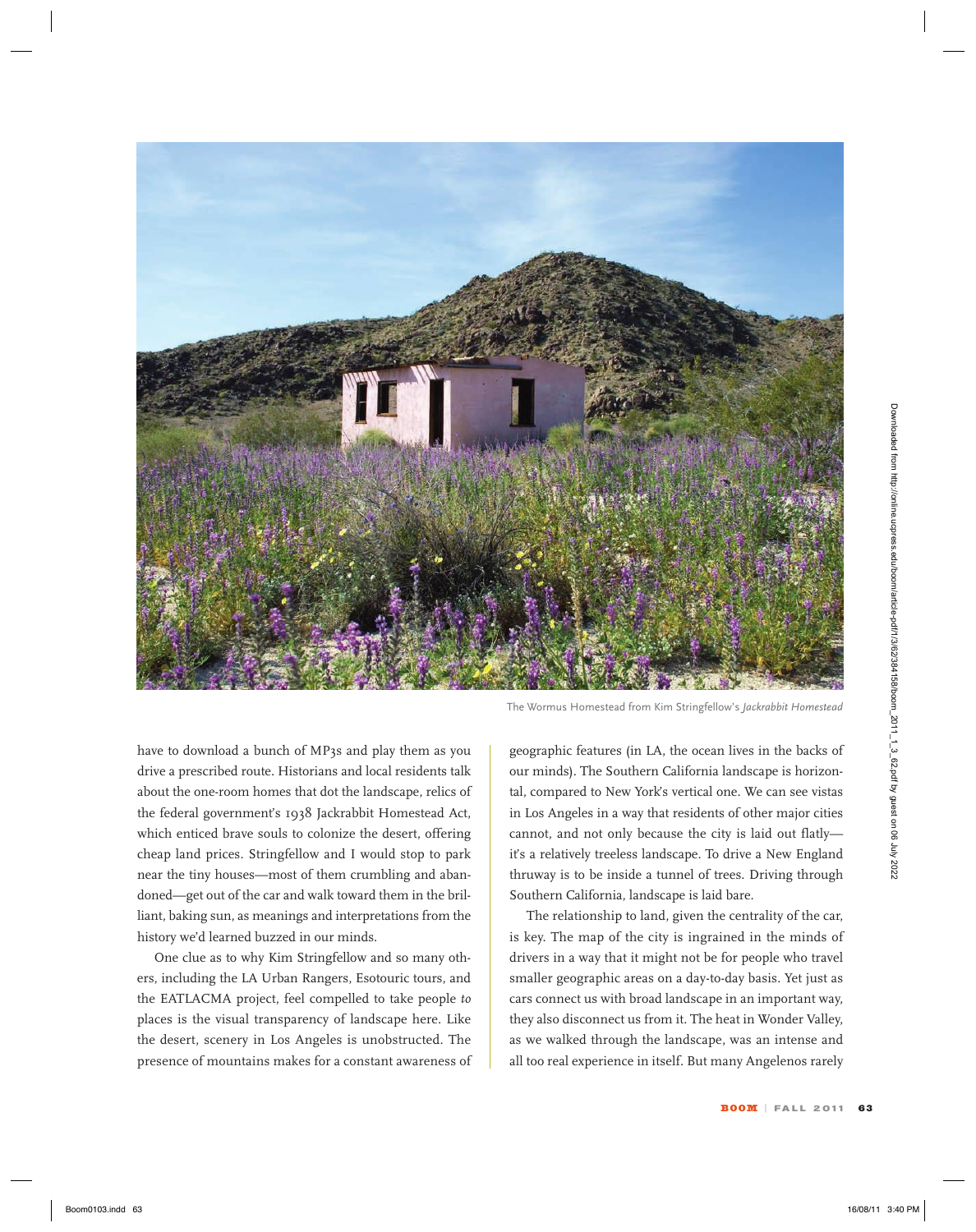The Wormus Homestead from Kim Stringfellow's *Jackrabbit Homestead*

have to download a bunch of MP3s and play them as you drive a prescribed route. Historians and local residents talk about the one-room homes that dot the landscape, relics of the federal government's 1938 Jackrabbit Homestead Act, which enticed brave souls to colonize the desert, offering cheap land prices. Stringfellow and I would stop to park near the tiny houses—most of them crumbling and abandoned—get out of the car and walk toward them in the brilliant, baking sun, as meanings and interpretations from the history we'd learned buzzed in our minds.

One clue as to why Kim Stringfellow and so many others, including the LA Urban Rangers, Esotouric tours, and the EATLACMA project, feel compelled to take people *to* places is the visual transparency of landscape here. Like the desert, scenery in Los Angeles is unobstructed. The presence of mountains makes for a constant awareness of geographic features (in LA, the ocean lives in the backs of our minds). The Southern California landscape is horizontal, compared to New York's vertical one. We can see vistas in Los Angeles in a way that residents of other major cities cannot, and not only because the city is laid out flatly—it's a relatively treeless landscape. To drive a New England thruway is to be inside a tunnel of trees. Driving through Southern California, landscape is laid bare.

The relationship to land, given the centrality of the car, is key. The map of the city is ingrained in the minds of drivers in a way that it might not be for people who travel smaller geographic areas on a day-to-day basis. Yet just as cars connect us with broad landscape in an important way, they also disconnect us from it. The heat in Wonder Valley, as we walked through the landscape, was an intense and all too real experience in itself. But many Angelenos rarely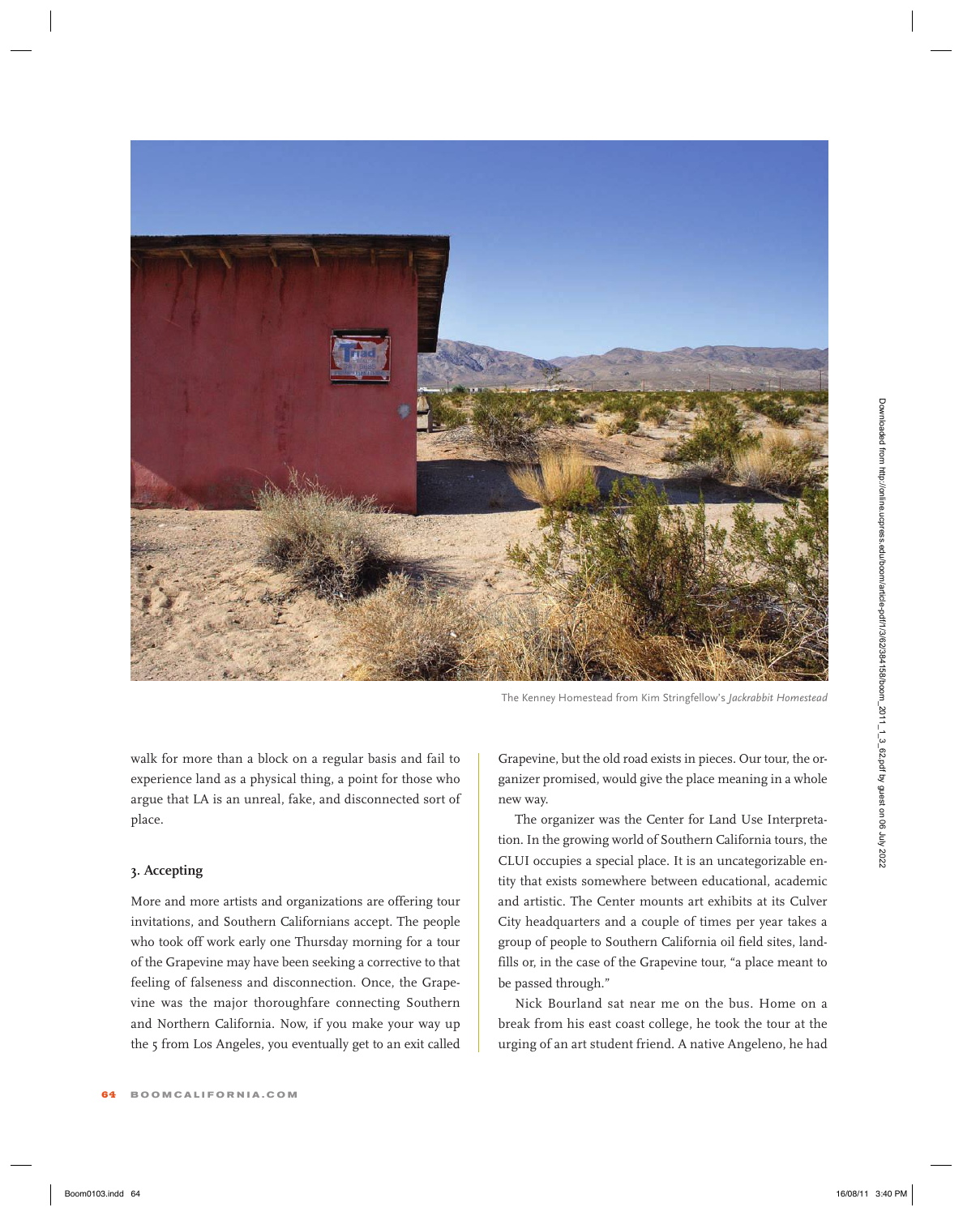The Kenney Homestead from Kim Stringfellow's *Jackrabbit Homestead*

walk for more than a block on a regular basis and fail to experience land as a physical thing, a point for those who argue that LA is an unreal, fake, and disconnected sort of place.

### 3. Accepting

More and more artists and organizations are offering tour invitations, and Southern Californians accept. The people who took off work early one Thursday morning for a tour of the Grapevine may have been seeking a corrective to that feeling of falseness and disconnection. Once, the Grapevine was the major thoroughfare connecting Southern and Northern California. Now, if you make your way up the 5 from Los Angeles, you eventually get to an exit called Grapevine, but the old road exists in pieces. Our tour, the organizer promised, would give the place meaning in a whole new way.

The organizer was the Center for Land Use Interpretation. In the growing world of Southern California tours, the CLUI occupies a special place. It is an uncategorizable entity that exists somewhere between educational, academic and artistic. The Center mounts art exhibits at its Culver City headquarters and a couple of times per year takes a group of people to Southern California oil field sites, landfills or, in the case of the Grapevine tour, "a place meant to be passed through."

Nick Bourland sat near me on the bus. Home on a break from his east coast college, he took the tour at the urging of an art student friend. A native Angeleno, he had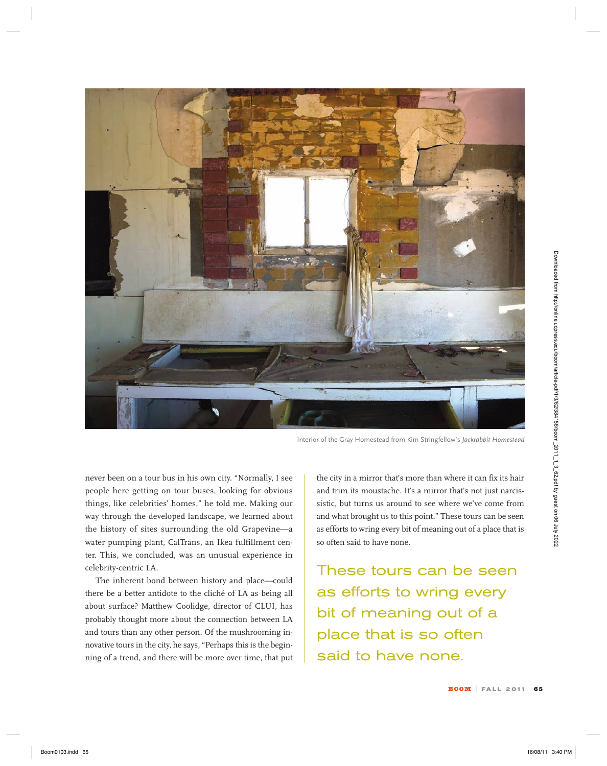Interior of the Gray Homestead from Kim Stringfellow's *Jackrabbit Homestead*

never been on a tour bus in his own city. "Normally, I see people here getting on tour buses, looking for obvious things, like celebrities' homes," he told me. Making our way through the developed landscape, we learned about the history of sites surrounding the old Grapevine—a water pumping plant, CalTrans, an Ikea fulfillment center. This, we concluded, was an unusual experience in celebrity-centric LA.

The inherent bond between history and place—could there be a better antidote to the cliché of LA as being all about surface? Matthew Coolidge, director of CLUI, has probably thought more about the connection between LA and tours than any other person. Of the mushrooming innovative tours in the city, he says, "Perhaps this is the beginning of a trend, and there will be more over time, that put the city in a mirror that's more than where it can fix its hair and trim its moustache. It's a mirror that's not just narcissistic, but turns us around to see where we've come from and what brought us to this point." These tours can be seen as efforts to wring every bit of meaning out of a place that is so often said to have none.

These tours can be seen as efforts to wring every bit of meaning out of a place that is so often said to have none.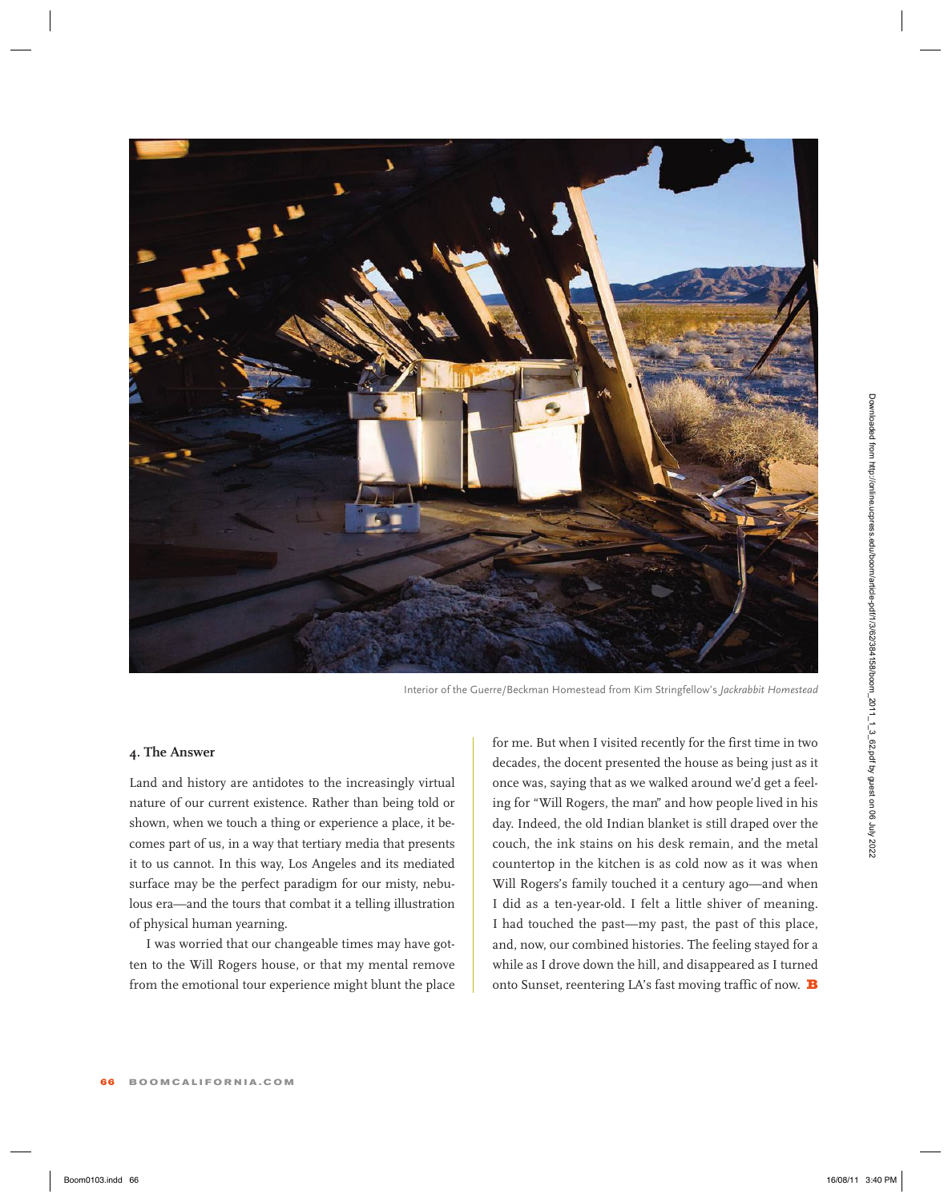Interior of the Guerre/Beckman Homestead from Kim Stringfellow's *Jackrabbit Homestead*

### 4. The Answer

Land and history are antidotes to the increasingly virtual nature of our current existence. Rather than being told or shown, when we touch a thing or experience a place, it becomes part of us, in a way that tertiary media that presents it to us cannot. In this way, Los Angeles and its mediated surface may be the perfect paradigm for our misty, nebulous era—and the tours that combat it a telling illustration of physical human yearning.

I was worried that our changeable times may have gotten to the Will Rogers house, or that my mental remove from the emotional tour experience might blunt the place for me. But when I visited recently for the first time in two decades, the docent presented the house as being just as it once was, saying that as we walked around we'd get a feeling for "Will Rogers, the man" and how people lived in his day. Indeed, the old Indian blanket is still draped over the couch, the ink stains on his desk remain, and the metal countertop in the kitchen is as cold now as it was when Will Rogers's family touched it a century ago—and when I did as a ten-year-old. I felt a little shiver of meaning. I had touched the past—my past, the past of this place, and, now, our combined histories. The feeling stayed for a while as I drove down the hill, and disappeared as I turned onto Sunset, reentering LA's fast moving traffic of now. **B**